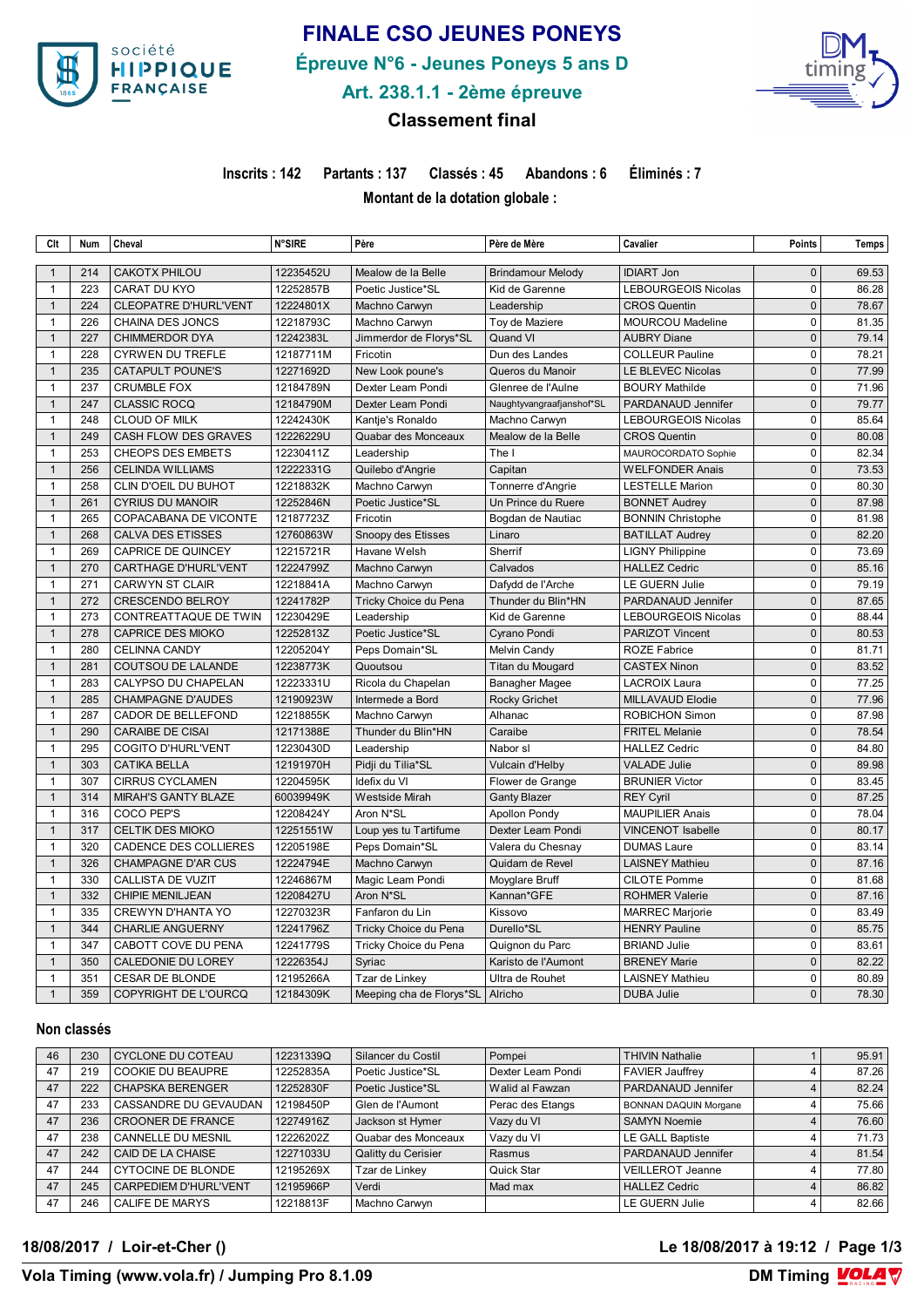# FINALE CSO JEUNES PONEYS

## Épreuve N°6 - Jeunes Poneys 5 ans D

## Art. 238.1.1 - 2ème épreuve

## Classement final

**Inscrits : 142  Partants : 137  Classés : 45  Abandons : 6  Éliminés : 7**

**Montant de la dotation globale :**

| Clt | Num | Cheval | N°SIRE | Père | Père de Mère | Cavalier | Points | Temps |
|---|---|---|---|---|---|---|---|---|
| 1 | 214 | CAKOTX PHILOU | 12235452U | Mealow de la Belle | Brindamour Melody | IDIART Jon | 0 | 69.53 |
| 1 | 223 | CARAT DU KYO | 12252857B | Poetic Justice*SL | Kid de Garenne | LEBOURGEOIS Nicolas | 0 | 86.28 |
| 1 | 224 | CLEOPATRE D'HURL'VENT | 12224801X | Machno Carwyn | Leadership | CROS Quentin | 0 | 78.67 |
| 1 | 226 | CHAINA DES JONCS | 12218793C | Machno Carwyn | Toy de Maziere | MOURCOU Madeline | 0 | 81.35 |
| 1 | 227 | CHIMMERDOR DYA | 12242383L | Jimmerdor de Florys*SL | Quand VI | AUBRY Diane | 0 | 79.14 |
| 1 | 228 | CYRWEN DU TREFLE | 12187711M | Fricotin | Dun des Landes | COLLEUR Pauline | 0 | 78.21 |
| 1 | 235 | CATAPULT POUNE'S | 12271692D | New Look poune's | Queros du Manoir | LE BLEVEC Nicolas | 0 | 77.99 |
| 1 | 237 | CRUMBLE FOX | 12184789N | Dexter Leam Pondi | Glenree de l'Aulne | BOURY Mathilde | 0 | 71.96 |
| 1 | 247 | CLASSIC ROCQ | 12184790M | Dexter Leam Pondi | Naughtyvangraafjanshof*SL | PARDANAUD Jennifer | 0 | 79.77 |
| 1 | 248 | CLOUD OF MILK | 12242430K | Kantje's Ronaldo | Machno Carwyn | LEBOURGEOIS Nicolas | 0 | 85.64 |
| 1 | 249 | CASH FLOW DES GRAVES | 12226229U | Quabar des Monceaux | Mealow de la Belle | CROS Quentin | 0 | 80.08 |
| 1 | 253 | CHEOPS DES EMBETS | 12230411Z | Leadership | The I | MAUROCORDATO Sophie | 0 | 82.34 |
| 1 | 256 | CELINDA WILLIAMS | 12222331G | Quilebo d'Angrie | Capitan | WELFONDER Anais | 0 | 73.53 |
| 1 | 258 | CLIN D'OEIL DU BUHOT | 12218832K | Machno Carwyn | Tonnerre d'Angrie | LESTELLE Marion | 0 | 80.30 |
| 1 | 261 | CYRIUS DU MANOIR | 12252846N | Poetic Justice*SL | Un Prince du Ruere | BONNET Audrey | 0 | 87.98 |
| 1 | 265 | COPACABANA DE VICONTE | 12187723Z | Fricotin | Bogdan de Nautiac | BONNIN Christophe | 0 | 81.98 |
| 1 | 268 | CALVA DES ETISSES | 12760863W | Snoopy des Etisses | Linaro | BATILLAT Audrey | 0 | 82.20 |
| 1 | 269 | CAPRICE DE QUINCEY | 12215721R | Havane Welsh | Sherrif | LIGNY Philippine | 0 | 73.69 |
| 1 | 270 | CARTHAGE D'HURL'VENT | 12224799Z | Machno Carwyn | Calvados | HALLEZ Cedric | 0 | 85.16 |
| 1 | 271 | CARWYN ST CLAIR | 12218841A | Machno Carwyn | Dafydd de l'Arche | LE GUERN Julie | 0 | 79.19 |
| 1 | 272 | CRESCENDO BELROY | 12241782P | Tricky Choice du Pena | Thunder du Blin*HN | PARDANAUD Jennifer | 0 | 87.65 |
| 1 | 273 | CONTREATTAQUE DE TWIN | 12230429E | Leadership | Kid de Garenne | LEBOURGEOIS Nicolas | 0 | 88.44 |
| 1 | 278 | CAPRICE DES MIOKO | 12252813Z | Poetic Justice*SL | Cyrano Pondi | PARIZOT Vincent | 0 | 80.53 |
| 1 | 280 | CELINNA CANDY | 12205204Y | Peps Domain*SL | Melvin Candy | ROZE Fabrice | 0 | 81.71 |
| 1 | 281 | COUTSOU DE LALANDE | 12238773K | Quoutsou | Titan du Mougard | CASTEX Ninon | 0 | 83.52 |
| 1 | 283 | CALYPSO DU CHAPELAN | 12223331U | Ricola du Chapelan | Banagher Magee | LACROIX Laura | 0 | 77.25 |
| 1 | 285 | CHAMPAGNE D'AUDES | 12190923W | Intermede a Bord | Rocky Grichet | MILLAVAUD Elodie | 0 | 77.96 |
| 1 | 287 | CADOR DE BELLEFOND | 12218855K | Machno Carwyn | Alhanac | ROBICHON Simon | 0 | 87.98 |
| 1 | 290 | CARAIBE DE CISAI | 12171388E | Thunder du Blin*HN | Caraibe | FRITEL Melanie | 0 | 78.54 |
| 1 | 295 | COGITO D'HURL'VENT | 12230430D | Leadership | Nabor sl | HALLEZ Cedric | 0 | 84.80 |
| 1 | 303 | CATIKA BELLA | 12191970H | Pidji du Tilia*SL | Vulcain d'Helby | VALADE Julie | 0 | 89.98 |
| 1 | 307 | CIRRUS CYCLAMEN | 12204595K | Idefix du VI | Flower de Grange | BRUNIER Victor | 0 | 83.45 |
| 1 | 314 | MIRAH'S GANTY BLAZE | 60039949K | Westside Mirah | Ganty Blazer | REY Cyril | 0 | 87.25 |
| 1 | 316 | COCO PEP'S | 12208424Y | Aron N*SL | Apollon Pondy | MAUPILIER Anais | 0 | 78.04 |
| 1 | 317 | CELTIK DES MIOKO | 12251551W | Loup yes tu Tartifume | Dexter Leam Pondi | VINCENOT Isabelle | 0 | 80.17 |
| 1 | 320 | CADENCE DES COLLIERES | 12205198E | Peps Domain*SL | Valera du Chesnay | DUMAS Laure | 0 | 83.14 |
| 1 | 326 | CHAMPAGNE D'AR CUS | 12224794E | Machno Carwyn | Quidam de Revel | LAISNEY Mathieu | 0 | 87.16 |
| 1 | 330 | CALLISTA DE VUZIT | 12246867M | Magic Leam Pondi | Moyglare Bruff | CILOTE Pomme | 0 | 81.68 |
| 1 | 332 | CHIPIE MENILJEAN | 12208427U | Aron N*SL | Kannan*GFE | ROHMER Valerie | 0 | 87.16 |
| 1 | 335 | CREWYN D'HANTA YO | 12270323R | Fanfaron du Lin | Kissovo | MARREC Marjorie | 0 | 83.49 |
| 1 | 344 | CHARLIE ANGUERNY | 12241796Z | Tricky Choice du Pena | Durello*SL | HENRY Pauline | 0 | 85.75 |
| 1 | 347 | CABOTT COVE DU PENA | 12241779S | Tricky Choice du Pena | Quignon du Parc | BRIAND Julie | 0 | 83.61 |
| 1 | 350 | CALEDONIE DU LOREY | 12226354J | Syriac | Karisto de l'Aumont | BRENEY Marie | 0 | 82.22 |
| 1 | 351 | CESAR DE BLONDE | 12195266A | Tzar de Linkey | Ultra de Rouhet | LAISNEY Mathieu | 0 | 80.89 |
| 1 | 359 | COPYRIGHT DE L'OURCQ | 12184309K | Meeping cha de Florys*SL | Alricho | DUBA Julie | 0 | 78.30 |

## Non classés

| Clt | Num | Cheval | N°SIRE | Père | Père de Mère | Cavalier | Points | Temps |
|---|---|---|---|---|---|---|---|---|
| 46 | 230 | CYCLONE DU COTEAU | 12231339Q | Silancer du Costil | Pompei | THIVIN Nathalie | 1 | 95.91 |
| 47 | 219 | COOKIE DU BEAUPRE | 12252835A | Poetic Justice*SL | Dexter Leam Pondi | FAVIER Jauffrey | 4 | 87.26 |
| 47 | 222 | CHAPSKA BERENGER | 12252830F | Poetic Justice*SL | Walid al Fawzan | PARDANAUD Jennifer | 4 | 82.24 |
| 47 | 233 | CASSANDRE DU GEVAUDAN | 12198450P | Glen de l'Aumont | Perac des Etangs | BONNAN DAQUIN Morgane | 4 | 75.66 |
| 47 | 236 | CROONER DE FRANCE | 12274916Z | Jackson st Hymer | Vazy du VI | SAMYN Noemie | 4 | 76.60 |
| 47 | 238 | CANNELLE DU MESNIL | 12226202Z | Quabar des Monceaux | Vazy du VI | LE GALL Baptiste | 4 | 71.73 |
| 47 | 242 | CAID DE LA CHAISE | 12271033U | Qalitty du Cerisier | Rasmus | PARDANAUD Jennifer | 4 | 81.54 |
| 47 | 244 | CYTOCINE DE BLONDE | 12195269X | Tzar de Linkey | Quick Star | VEILLEROT Jeanne | 4 | 77.80 |
| 47 | 245 | CARPEDIEM D'HURL'VENT | 12195966P | Verdi | Mad max | HALLEZ Cedric | 4 | 86.82 |
| 47 | 246 | CALIFE DE MARYS | 12218813F | Machno Carwyn | | LE GUERN Julie | 4 | 82.66 |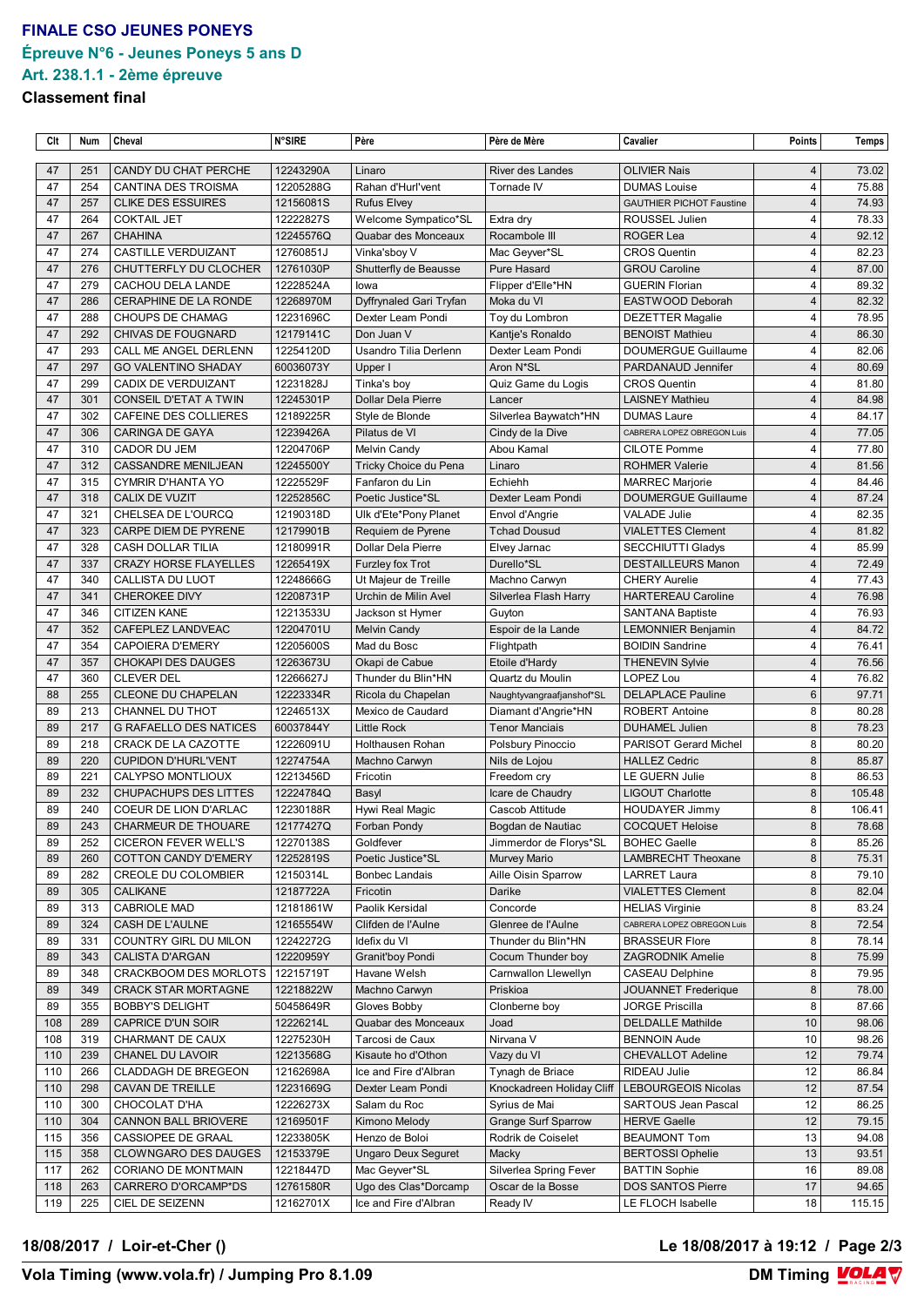# FINALE CSO JEUNES PONEYS

## Épreuve N°6 - Jeunes Poneys 5 ans D

## Art. 238.1.1 - 2ème épreuve

### Classement final

| Clt | Num | Cheval | N°SIRE | Père | Père de Mère | Cavalier | Points | Temps |
|---|---|---|---|---|---|---|---|---|
| 47 | 251 | CANDY DU CHAT PERCHE | 12243290A | Linaro | River des Landes | OLIVIER Nais | 4 | 73.02 |
| 47 | 254 | CANTINA DES TROISMA | 12205288G | Rahan d'Hurl'vent | Tornade IV | DUMAS Louise | 4 | 75.88 |
| 47 | 257 | CLIKE DES ESSUIRES | 12156081S | Rufus Elvey | | GAUTHIER PICHOT Faustine | 4 | 74.93 |
| 47 | 264 | COKTAIL JET | 12222827S | Welcome Sympatico*SL | Extra dry | ROUSSEL Julien | 4 | 78.33 |
| 47 | 267 | CHAHINA | 12245576Q | Quabar des Monceaux | Rocambole III | ROGER Lea | 4 | 92.12 |
| 47 | 274 | CASTILLE VERDUZANT | 12760851J | Vinka'sboy V | Mac Geyver*SL | CROS Quentin | 4 | 82.23 |
| 47 | 276 | CHUTTERFLY DU CLOCHER | 12761030P | Shutterfly de Beausse | Pure Hasard | GROU Caroline | 4 | 87.00 |
| 47 | 279 | CACHOU DELA LANDE | 12228524A | Iowa | Flipper d'Elle*HN | GUERIN Florian | 4 | 89.32 |
| 47 | 286 | CERAPHINE DE LA RONDE | 12268970M | Dyffrynaled Gari Tryfan | Moka du VI | EASTWOOD Deborah | 4 | 82.32 |
| 47 | 288 | CHOUPS DE CHAMAG | 12231696C | Dexter Leam Pondi | Toy du Lombron | DEZETTER Magalie | 4 | 78.95 |
| 47 | 292 | CHIVAS DE FOUGNARD | 12179141C | Don Juan V | Kantje's Ronaldo | BENOIST Mathieu | 4 | 86.30 |
| 47 | 293 | CALL ME ANGEL DERLENN | 12254120D | Usandro Tilia Derlenn | Dexter Leam Pondi | DOUMERGUE Guillaume | 4 | 82.06 |
| 47 | 297 | GO VALENTINO SHADAY | 60036073Y | Upper I | Aron N*SL | PARDANAUD Jennifer | 4 | 80.69 |
| 47 | 299 | CADIX DE VERDUZANT | 12231828J | Tinka's boy | Quiz Game du Logis | CROS Quentin | 4 | 81.80 |
| 47 | 301 | CONSEIL D'ETAT A TWIN | 12245301P | Dollar Dela Pierre | Lancer | LAISNEY Mathieu | 4 | 84.98 |
| 47 | 302 | CAFEINE DES COLLIERES | 12189225R | Style de Blonde | Silverlea Baywatch*HN | DUMAS Laure | 4 | 84.17 |
| 47 | 306 | CARINGA DE GAYA | 12239426A | Pilatus de VI | Cindy de la Dive | CABRERA LOPEZ OBREGON Luis | 4 | 77.05 |
| 47 | 310 | CADOR DU JEM | 12204706P | Melvin Candy | Abou Kamal | CILOTE Pomme | 4 | 77.80 |
| 47 | 312 | CASSANDRE MENILJEAN | 12245500Y | Tricky Choice du Pena | Linaro | ROHMER Valerie | 4 | 81.56 |
| 47 | 315 | CYMRIR D'HANTA YO | 12225529F | Fanfaron du Lin | Echiehh | MARREC Marjorie | 4 | 84.46 |
| 47 | 318 | CALIX DE VUZIT | 12252856C | Poetic Justice*SL | Dexter Leam Pondi | DOUMERGUE Guillaume | 4 | 87.24 |
| 47 | 321 | CHELSEA DE L'OURCQ | 12190318D | Ulk d'Ete*Pony Planet | Envol d'Angrie | VALADE Julie | 4 | 82.35 |
| 47 | 323 | CARPE DIEM DE PYRENE | 12179901B | Requiem de Pyrene | Tchad Dousud | VIALETTES Clement | 4 | 81.82 |
| 47 | 328 | CASH DOLLAR TILIA | 12180991R | Dollar Dela Pierre | Elvey Jarnac | SECCHIUTTI Gladys | 4 | 85.99 |
| 47 | 337 | CRAZY HORSE FLAYELLES | 12265419X | Furzley fox Trot | Durello*SL | DESTAILLEURS Manon | 4 | 72.49 |
| 47 | 340 | CALLISTA DU LUOT | 12248666G | Ut Majeur de Treille | Machno Carwyn | CHERY Aurelie | 4 | 77.43 |
| 47 | 341 | CHEROKEE DIVY | 12208731P | Urchin de Milin Avel | Silverlea Flash Harry | HARTEREAU Caroline | 4 | 76.98 |
| 47 | 346 | CITIZEN KANE | 12213533U | Jackson st Hymer | Guyton | SANTANA Baptiste | 4 | 76.93 |
| 47 | 352 | CAFEPLEZ LANDVEAC | 12204701U | Melvin Candy | Espoir de la Lande | LEMONNIER Benjamin | 4 | 84.72 |
| 47 | 354 | CAPOIERA D'EMERY | 12205600S | Mad du Bosc | Flightpath | BOIDIN Sandrine | 4 | 76.41 |
| 47 | 357 | CHOKAPI DES DAUGES | 12263673U | Okapi de Cabue | Etoile d'Hardy | THENEVIN Sylvie | 4 | 76.56 |
| 47 | 360 | CLEVER DEL | 12266627J | Thunder du Blin*HN | Quartz du Moulin | LOPEZ Lou | 4 | 76.82 |
| 88 | 255 | CLEONE DU CHAPELAN | 12223334R | Ricola du Chapelan | Naughtyvangraafjanshof*SL | DELAPLACE Pauline | 6 | 97.71 |
| 89 | 213 | CHANNEL DU THOT | 12246513X | Mexico de Caudard | Diamant d'Angrie*HN | ROBERT Antoine | 8 | 80.28 |
| 89 | 217 | G RAFAELLO DES NATICES | 60037844Y | Little Rock | Tenor Manciais | DUHAMEL Julien | 8 | 78.23 |
| 89 | 218 | CRACK DE LA CAZOTTE | 12226091U | Holthausen Rohan | Polsbury Pinoccio | PARISOT Gerard Michel | 8 | 80.20 |
| 89 | 220 | CUPIDON D'HURL'VENT | 12274754A | Machno Carwyn | Nils de Lojou | HALLEZ Cedric | 8 | 85.87 |
| 89 | 221 | CALYPSO MONTLIOUX | 12213456D | Fricotin | Freedom cry | LE GUERN Julie | 8 | 86.53 |
| 89 | 232 | CHUPACHUPS DES LITTES | 12224784Q | Basyl | Icare de Chaudry | LIGOUT Charlotte | 8 | 105.48 |
| 89 | 240 | COEUR DE LION D'ARLAC | 12230188R | Hywi Real Magic | Cascob Attitude | HOUDAYER Jimmy | 8 | 106.41 |
| 89 | 243 | CHARMEUR DE THOUARE | 12177427Q | Forban Pondy | Bogdan de Nautiac | COCQUET Heloise | 8 | 78.68 |
| 89 | 252 | CICERON FEVER WELL'S | 12270138S | Goldfever | Jimmerdor de Florys*SL | BOHEC Gaelle | 8 | 85.26 |
| 89 | 260 | COTTON CANDY D'EMERY | 12252819S | Poetic Justice*SL | Murvey Mario | LAMBRECHT Theoxane | 8 | 75.31 |
| 89 | 282 | CREOLE DU COLOMBIER | 12150314L | Bonbec Landais | Aille Oisin Sparrow | LARRET Laura | 8 | 79.10 |
| 89 | 305 | CALIKANE | 12187722A | Fricotin | Darike | VIALETTES Clement | 8 | 82.04 |
| 89 | 313 | CABRIOLE MAD | 12181861W | Paolik Kersidal | Concorde | HELIAS Virginie | 8 | 83.24 |
| 89 | 324 | CASH DE L'AULNE | 12165554W | Clifden de l'Aulne | Glenree de l'Aulne | CABRERA LOPEZ OBREGON Luis | 8 | 72.54 |
| 89 | 331 | COUNTRY GIRL DU MILON | 12242272G | Idefix du VI | Thunder du Blin*HN | BRASSEUR Flore | 8 | 78.14 |
| 89 | 343 | CALISTA D'ARGAN | 12220959Y | Granit'boy Pondi | Cocum Thunder boy | ZAGRODNIK Amelie | 8 | 75.99 |
| 89 | 348 | CRACKBOOM DES MORLOTS | 12215719T | Havane Welsh | Carnwallon Llewellyn | CASEAU Delphine | 8 | 79.95 |
| 89 | 349 | CRACK STAR MORTAGNE | 12218822W | Machno Carwyn | Priskioa | JOUANNET Frederique | 8 | 78.00 |
| 89 | 355 | BOBBY'S DELIGHT | 50458649R | Gloves Bobby | Clonberne boy | JORGE Priscilla | 8 | 87.66 |
| 108 | 289 | CAPRICE D'UN SOIR | 12226214L | Quabar des Monceaux | Joad | DELDALLE Mathilde | 10 | 98.06 |
| 108 | 319 | CHARMANT DE CAUX | 12275230H | Tarcosi de Caux | Nirvana V | BENNOIN Aude | 10 | 98.26 |
| 110 | 239 | CHANEL DU LAVOIR | 12213568G | Kisaute ho d'Othon | Vazy du VI | CHEVALLOT Adeline | 12 | 79.74 |
| 110 | 266 | CLADDAGH DE BREGEON | 12162698A | Ice and Fire d'Albran | Tynagh de Briace | RIDEAU Julie | 12 | 86.84 |
| 110 | 298 | CAVAN DE TREILLE | 12231669G | Dexter Leam Pondi | Knockadreen Holiday Cliff | LEBOURGEOIS Nicolas | 12 | 87.54 |
| 110 | 300 | CHOCOLAT D'HA | 12226273X | Salam du Roc | Syrius de Mai | SARTOUS Jean Pascal | 12 | 86.25 |
| 110 | 304 | CANNON BALL BRIOVERE | 12169501F | Kimono Melody | Grange Surf Sparrow | HERVE Gaelle | 12 | 79.15 |
| 115 | 356 | CASSIOPEE DE GRAAL | 12233805K | Henzo de Boloi | Rodrik de Coiselet | BEAUMONT Tom | 13 | 94.08 |
| 115 | 358 | CLOWNGARO DES DAUGES | 12153379E | Ungaro Deux Seguret | Macky | BERTOSSI Ophelie | 13 | 93.51 |
| 117 | 262 | CORIANO DE MONTMAIN | 12218447D | Mac Geyver*SL | Silverlea Spring Fever | BATTIN Sophie | 16 | 89.08 |
| 118 | 263 | CARRERO D'ORCAMP*DS | 12761580R | Ugo des Clas*Dorcamp | Oscar de la Bosse | DOS SANTOS Pierre | 17 | 94.65 |
| 119 | 225 | CIEL DE SEIZENN | 12162701X | Ice and Fire d'Albran | Ready IV | LE FLOCH Isabelle | 18 | 115.15 |

18/08/2017 / Loir-et-Cher ()

Vola Timing (www.vola.fr) / Jumping Pro 8.1.09

DM Timing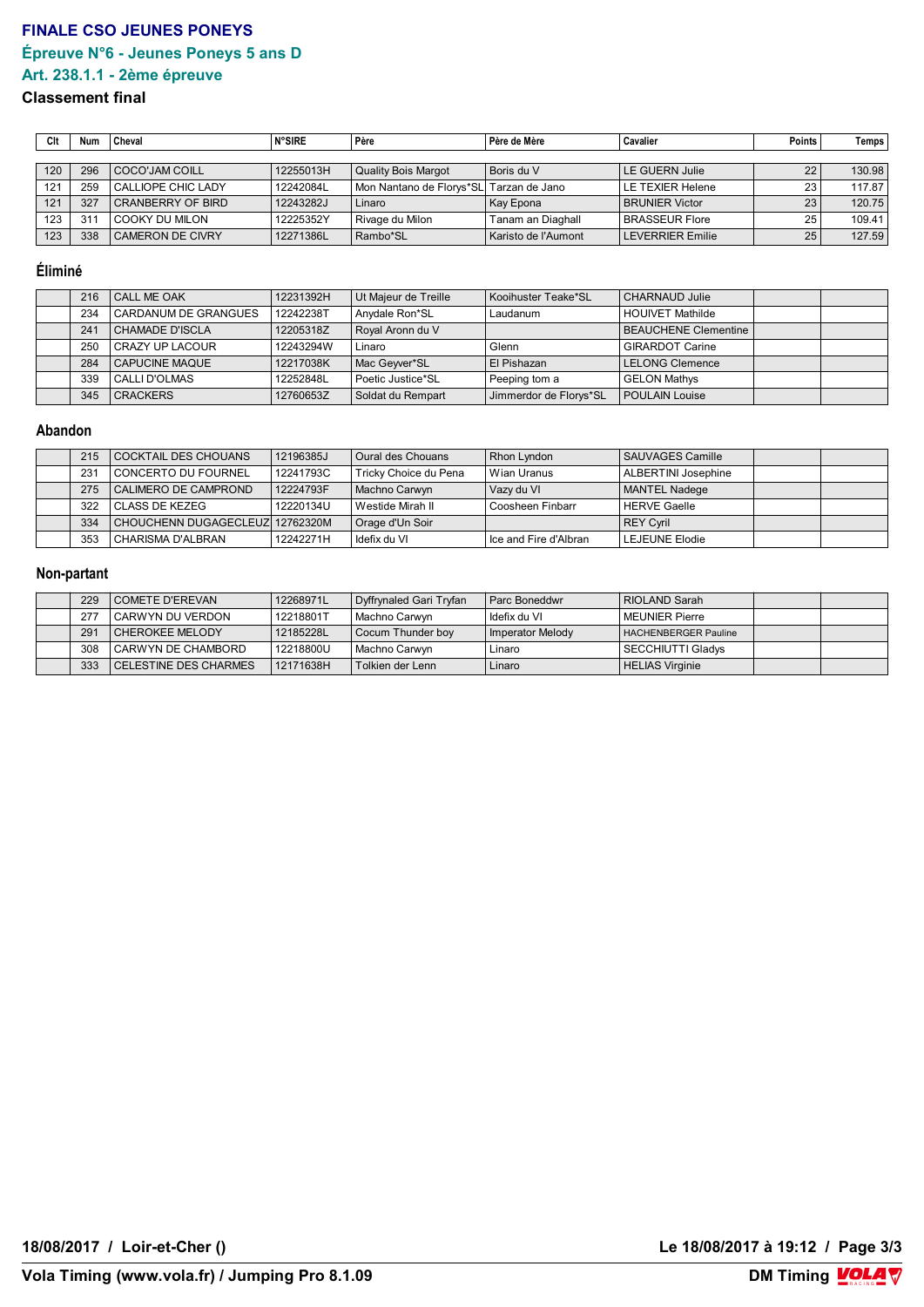# FINALE CSO JEUNES PONEYS

## Épreuve N°6 - Jeunes Poneys 5 ans D

## Art. 238.1.1 - 2ème épreuve

### Classement final

| Clt | Num | Cheval | N°SIRE | Père | Père de Mère | Cavalier | Points | Temps |
|---|---|---|---|---|---|---|---|---|
| 120 | 296 | COCO'JAM COILL | 12255013H | Quality Bois Margot | Boris du V | LE GUERN Julie | 22 | 130.98 |
| 121 | 259 | CALLIOPE CHIC LADY | 12242084L | Mon Nantano de Florys*SL | Tarzan de Jano | LE TEXIER Helene | 23 | 117.87 |
| 121 | 327 | CRANBERRY OF BIRD | 12243282J | Linaro | Kay Epona | BRUNIER Victor | 23 | 120.75 |
| 123 | 311 | COOKY DU MILON | 12225352Y | Rivage du Milon | Tanam an Diaghall | BRASSEUR Flore | 25 | 109.41 |
| 123 | 338 | CAMERON DE CIVRY | 12271386L | Rambo*SL | Karisto de l'Aumont | LEVERRIER Emilie | 25 | 127.59 |

### Éliminé

| Clt | Num | Cheval | N°SIRE | Père | Père de Mère | Cavalier | Points | Temps |
|---|---|---|---|---|---|---|---|---|
| | 216 | CALL ME OAK | 12231392H | Ut Majeur de Treille | Kooihuster Teake*SL | CHARNAUD Julie | | |
| | 234 | CARDANUM DE GRANGUES | 12242238T | Anydale Ron*SL | Laudanum | HOUIVET Mathilde | | |
| | 241 | CHAMADE D'ISCLA | 12205318Z | Royal Aronn du V | | BEAUCHENE Clementine | | |
| | 250 | CRAZY UP LACOUR | 12243294W | Linaro | Glenn | GIRARDOT Carine | | |
| | 284 | CAPUCINE MAQUE | 12217038K | Mac Geyver*SL | El Pishazan | LELONG Clemence | | |
| | 339 | CALLI D'OLMAS | 12252848L | Poetic Justice*SL | Peeping tom a | GELON Mathys | | |
| | 345 | CRACKERS | 12760653Z | Soldat du Rempart | Jimmerdor de Florys*SL | POULAIN Louise | | |

### Abandon

| Clt | Num | Cheval | N°SIRE | Père | Père de Mère | Cavalier | Points | Temps |
|---|---|---|---|---|---|---|---|---|
| | 215 | COCKTAIL DES CHOUANS | 12196385J | Oural des Chouans | Rhon Lyndon | SAUVAGES Camille | | |
| | 231 | CONCERTO DU FOURNEL | 12241793C | Tricky Choice du Pena | Wian Uranus | ALBERTINI Josephine | | |
| | 275 | CALIMERO DE CAMPROND | 12224793F | Machno Carwyn | Vazy du VI | MANTEL Nadege | | |
| | 322 | CLASS DE KEZEG | 12220134U | Westide Mirah II | Coosheen Finbarr | HERVE Gaelle | | |
| | 334 | CHOUCHENN DUGAGECLEUZ | 12762320M | Orage d'Un Soir | | REY Cyril | | |
| | 353 | CHARISMA D'ALBRAN | 12242271H | Idefix du VI | Ice and Fire d'Albran | LEJEUNE Elodie | | |

### Non-partant

| Clt | Num | Cheval | N°SIRE | Père | Père de Mère | Cavalier | Points | Temps |
|---|---|---|---|---|---|---|---|---|
| | 229 | COMETE D'EREVAN | 12268971L | Dyffrynaled Gari Tryfan | Parc Boneddwr | RIOLAND Sarah | | |
| | 277 | CARWYN DU VERDON | 12218801T | Machno Carwyn | Idefix du VI | MEUNIER Pierre | | |
| | 291 | CHEROKEE MELODY | 12185228L | Cocum Thunder boy | Imperator Melody | HACHENBERGER Pauline | | |
| | 308 | CARWYN DE CHAMBORD | 12218800U | Machno Carwyn | Linaro | SECCHIUTTI Gladys | | |
| | 333 | CELESTINE DES CHARMES | 12171638H | Tolkien der Lenn | Linaro | HELIAS Virginie | | |

18/08/2017 / Loir-et-Cher ()

Le 18/08/2017 à 19:12

Vola Timing (www.vola.fr) / Jumping Pro 8.1.09

DM Timing